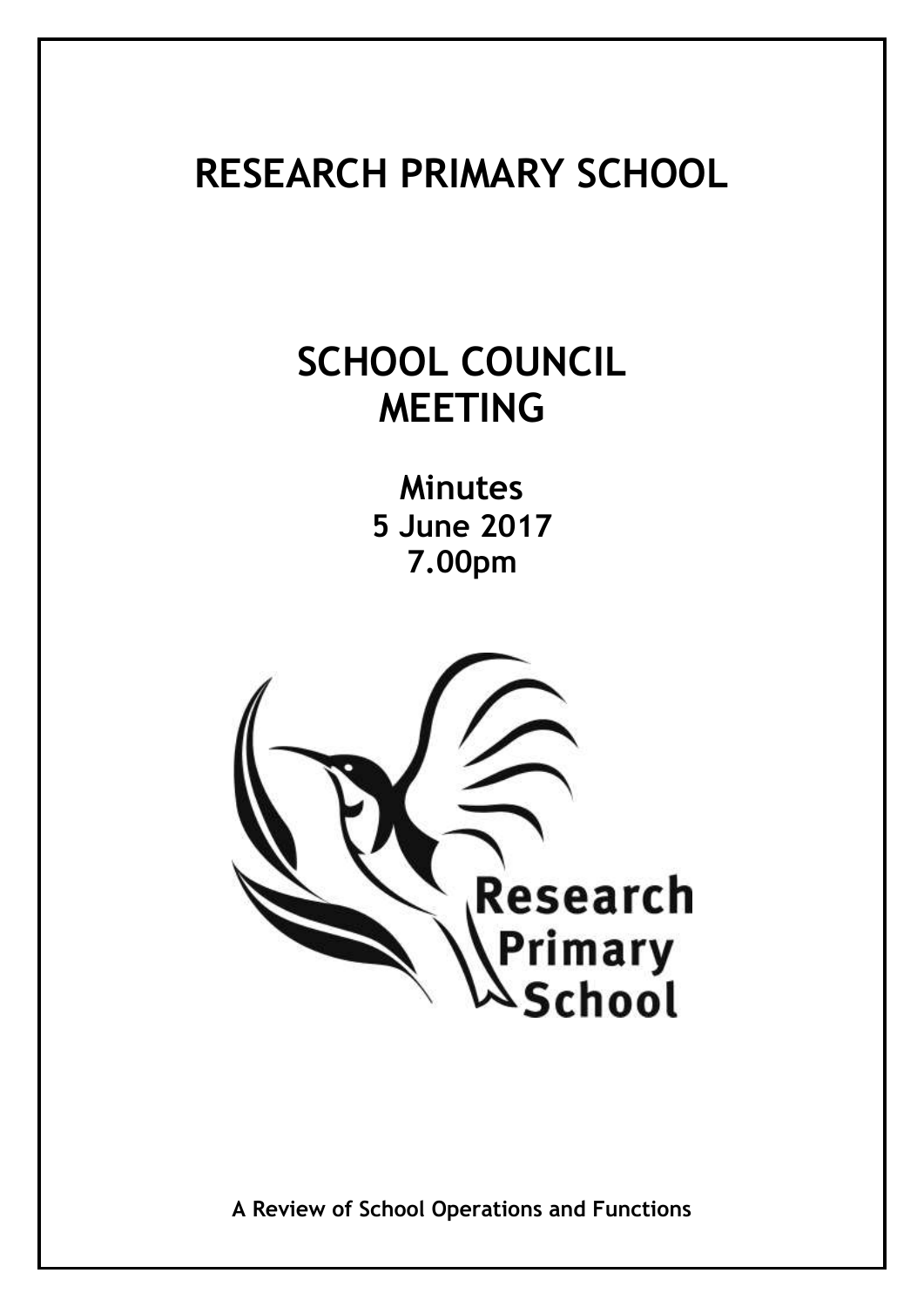# RESEARCH PRIMARY SCHOOL

## SCHOOL COUNCIL MEETING

**Minutes**
**5 June 2017**
**7.00pm**

Research Primary School

**A Review of School Operations and Functions**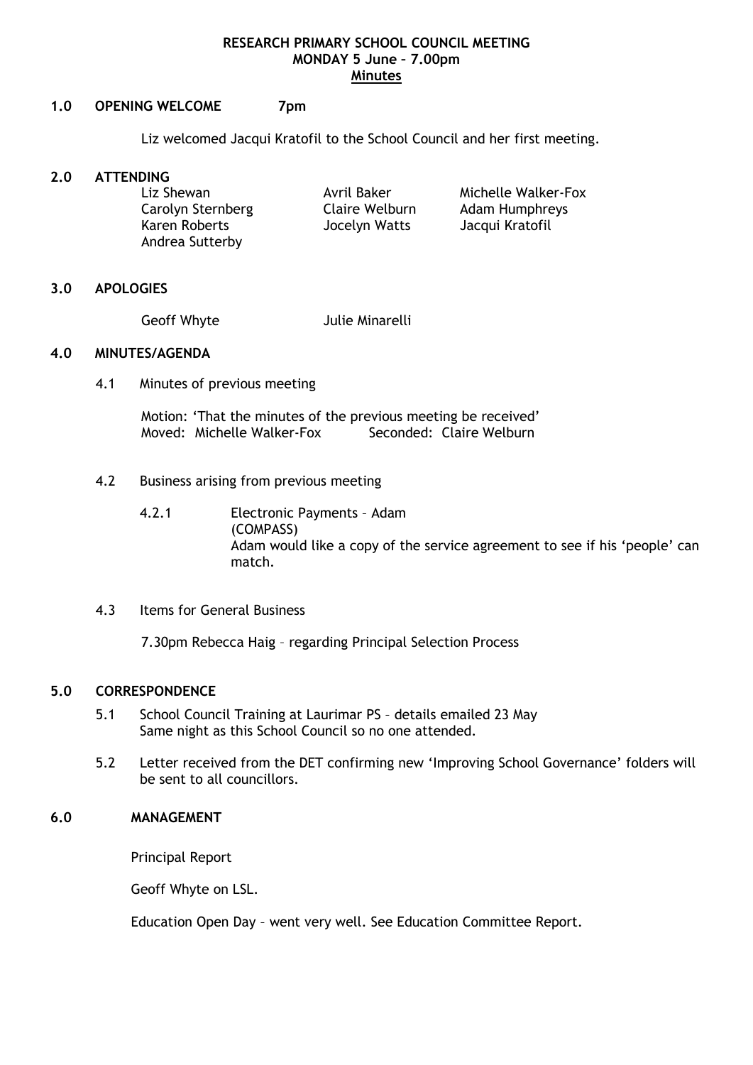**RESEARCH PRIMARY SCHOOL COUNCIL MEETING**
**MONDAY 5 June – 7.00pm**
**Minutes**

## 1.0 OPENING WELCOME 7pm

Liz welcomed Jacqui Kratofil to the School Council and her first meeting.

## 2.0 ATTENDING

| | | |
|---|---|---|
| Liz Shewan | Avril Baker | Michelle Walker-Fox |
| Carolyn Sternberg | Claire Welburn | Adam Humphreys |
| Karen Roberts | Jocelyn Watts | Jacqui Kratofil |
| Andrea Sutterby | | |

## 3.0 APOLOGIES

Geoff Whyte Julie Minarelli

## 4.0 MINUTES/AGENDA

4.1 Minutes of previous meeting

Motion: 'That the minutes of the previous meeting be received'
Moved: Michelle Walker-Fox Seconded: Claire Welburn

4.2 Business arising from previous meeting

4.2.1 Electronic Payments – Adam
(COMPASS)
Adam would like a copy of the service agreement to see if his 'people' can match.

4.3 Items for General Business

7.30pm Rebecca Haig – regarding Principal Selection Process

## 5.0 CORRESPONDENCE

5.1 School Council Training at Laurimar PS – details emailed 23 May
Same night as this School Council so no one attended.

5.2 Letter received from the DET confirming new 'Improving School Governance' folders will be sent to all councillors.

## 6.0 MANAGEMENT

Principal Report

Geoff Whyte on LSL.

Education Open Day – went very well. See Education Committee Report.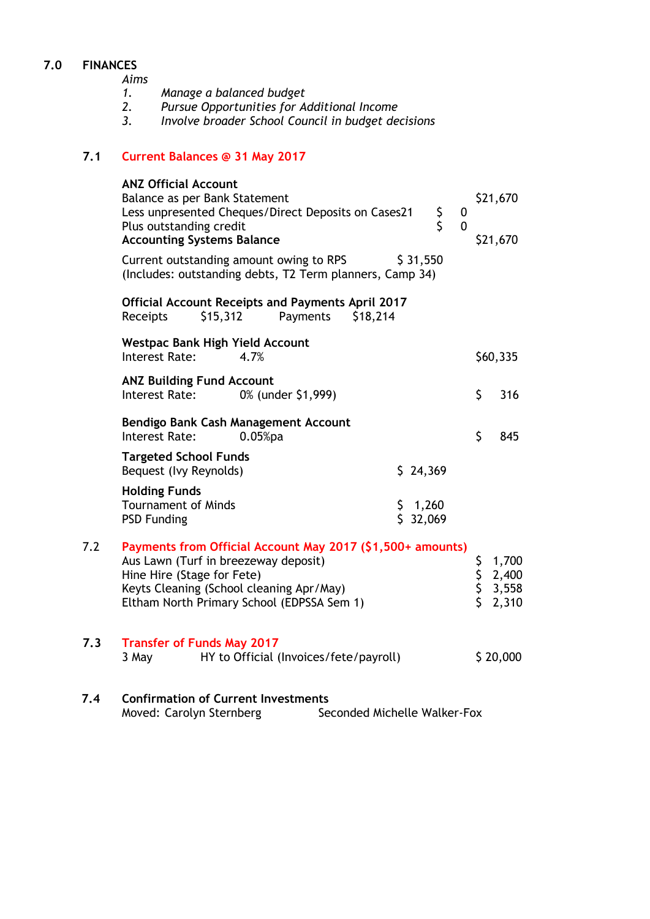## 7.0 FINANCES

*Aims*

1. *Manage a balanced budget*
2. *Pursue Opportunities for Additional Income*
3. *Involve broader School Council in budget decisions*

### 7.1 Current Balances @ 31 May 2017

**ANZ Official Account**

| | | |
|---|---|---|
| Balance as per Bank Statement | | $21,670 |
| Less unpresented Cheques/Direct Deposits on Cases21 | $ 0 | |
| Plus outstanding credit | $ 0 | |
| **Accounting Systems Balance** | | $21,670 |

Current outstanding amount owing to RPS $ 31,550
(Includes: outstanding debts, T2 Term planners, Camp 34)

**Official Account Receipts and Payments April 2017**
Receipts $15,312 Payments $18,214

**Westpac Bank High Yield Account**
Interest Rate: 4.7% $60,335

**ANZ Building Fund Account**
Interest Rate: 0% (under $1,999) $ 316

**Bendigo Bank Cash Management Account**
Interest Rate: 0.05%pa $ 845

**Targeted School Funds**
Bequest (Ivy Reynolds) $ 24,369

**Holding Funds**

| | |
|---|---|
| Tournament of Minds | $ 1,260 |
| PSD Funding | $ 32,069 |

### 7.2 Payments from Official Account May 2017 ($1,500+ amounts)

| | |
|---|---|
| Aus Lawn (Turf in breezeway deposit) | $ 1,700 |
| Hine Hire (Stage for Fete) | $ 2,400 |
| Keyts Cleaning (School cleaning Apr/May) | $ 3,558 |
| Eltham North Primary School (EDPSSA Sem 1) | $ 2,310 |

### 7.3 Transfer of Funds May 2017

3 May HY to Official (Invoices/fete/payroll) $ 20,000

### 7.4 Confirmation of Current Investments

Moved: Carolyn Sternberg Seconded Michelle Walker-Fox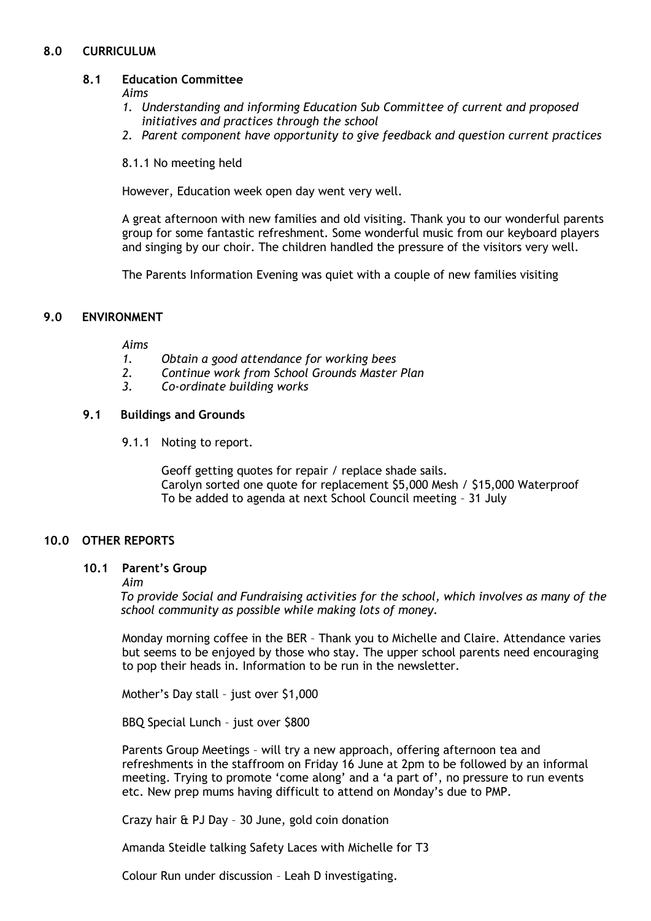## 8.0 CURRICULUM

### 8.1 Education Committee

*Aims*

1. *Understanding and informing Education Sub Committee of current and proposed initiatives and practices through the school*
2. *Parent component have opportunity to give feedback and question current practices*

8.1.1 No meeting held

However, Education week open day went very well.

A great afternoon with new families and old visiting. Thank you to our wonderful parents group for some fantastic refreshment. Some wonderful music from our keyboard players and singing by our choir. The children handled the pressure of the visitors very well.

The Parents Information Evening was quiet with a couple of new families visiting

## 9.0 ENVIRONMENT

*Aims*

1. *Obtain a good attendance for working bees*
2. *Continue work from School Grounds Master Plan*
3. *Co-ordinate building works*

### 9.1 Buildings and Grounds

9.1.1 Noting to report.

Geoff getting quotes for repair / replace shade sails.
Carolyn sorted one quote for replacement $5,000 Mesh / $15,000 Waterproof
To be added to agenda at next School Council meeting – 31 July

## 10.0 OTHER REPORTS

### 10.1 Parent's Group

*Aim*

*To provide Social and Fundraising activities for the school, which involves as many of the school community as possible while making lots of money.*

Monday morning coffee in the BER – Thank you to Michelle and Claire. Attendance varies but seems to be enjoyed by those who stay. The upper school parents need encouraging to pop their heads in. Information to be run in the newsletter.

Mother's Day stall – just over $1,000

BBQ Special Lunch – just over $800

Parents Group Meetings – will try a new approach, offering afternoon tea and refreshments in the staffroom on Friday 16 June at 2pm to be followed by an informal meeting. Trying to promote 'come along' and a 'a part of', no pressure to run events etc. New prep mums having difficult to attend on Monday's due to PMP.

Crazy hair & PJ Day – 30 June, gold coin donation

Amanda Steidle talking Safety Laces with Michelle for T3

Colour Run under discussion – Leah D investigating.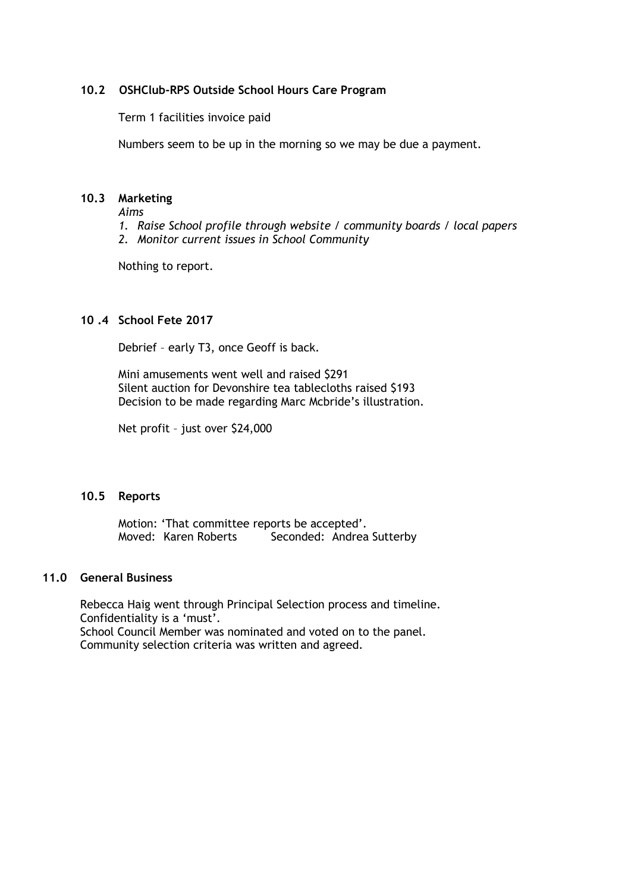### 10.2 OSHClub-RPS Outside School Hours Care Program

Term 1 facilities invoice paid

Numbers seem to be up in the morning so we may be due a payment.

### 10.3 Marketing

*Aims*

1. *Raise School profile through website / community boards / local papers*
2. *Monitor current issues in School Community*

Nothing to report.

### 10 .4 School Fete 2017

Debrief – early T3, once Geoff is back.

Mini amusements went well and raised $291
Silent auction for Devonshire tea tablecloths raised $193
Decision to be made regarding Marc Mcbride's illustration.

Net profit – just over $24,000

### 10.5 Reports

Motion: 'That committee reports be accepted'.
Moved: Karen Roberts Seconded: Andrea Sutterby

## 11.0 General Business

Rebecca Haig went through Principal Selection process and timeline.
Confidentiality is a 'must'.
School Council Member was nominated and voted on to the panel.
Community selection criteria was written and agreed.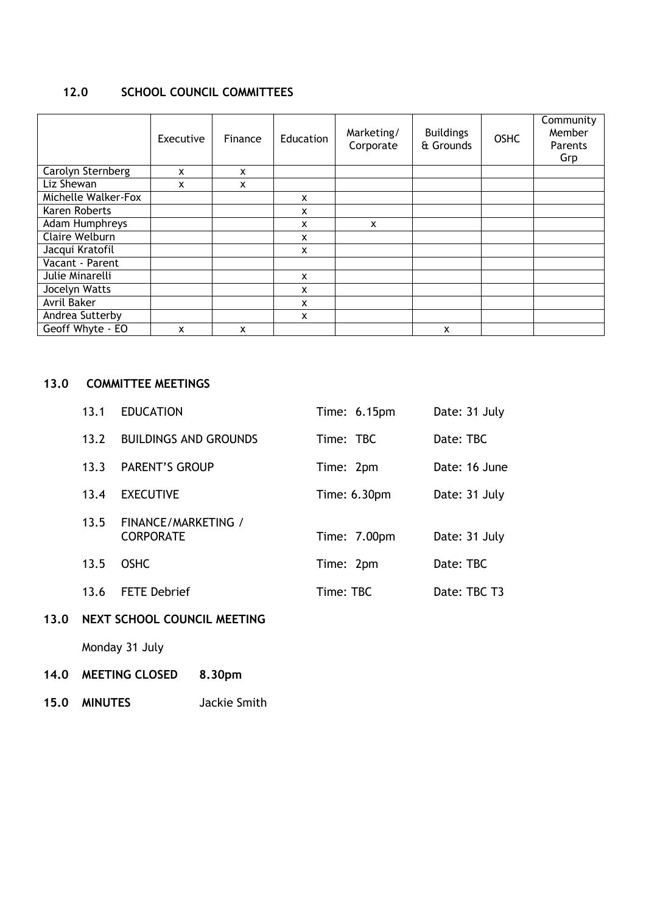## 12.0 SCHOOL COUNCIL COMMITTEES

| | Executive | Finance | Education | Marketing/ Corporate | Buildings & Grounds | OSHC | Community Member Parents Grp |
|---|---|---|---|---|---|---|---|
| Carolyn Sternberg | x | x | | | | | |
| Liz Shewan | x | x | | | | | |
| Michelle Walker-Fox | | | x | | | | |
| Karen Roberts | | | x | | | | |
| Adam Humphreys | | | x | x | | | |
| Claire Welburn | | | x | | | | |
| Jacqui Kratofil | | | x | | | | |
| Vacant - Parent | | | | | | | |
| Julie Minarelli | | | x | | | | |
| Jocelyn Watts | | | x | | | | |
| Avril Baker | | | x | | | | |
| Andrea Sutterby | | | x | | | | |
| Geoff Whyte - EO | x | x | | | x | | |

## 13.0 COMMITTEE MEETINGS

| | | | |
|---|---|---|---|
| 13.1 | EDUCATION | Time: 6.15pm | Date: 31 July |
| 13.2 | BUILDINGS AND GROUNDS | Time: TBC | Date: TBC |
| 13.3 | PARENT'S GROUP | Time: 2pm | Date: 16 June |
| 13.4 | EXECUTIVE | Time: 6.30pm | Date: 31 July |
| 13.5 | FINANCE/MARKETING / CORPORATE | Time: 7.00pm | Date: 31 July |
| 13.5 | OSHC | Time: 2pm | Date: TBC |
| 13.6 | FETE Debrief | Time: TBC | Date: TBC T3 |

## 13.0 NEXT SCHOOL COUNCIL MEETING

Monday 31 July

## 14.0 MEETING CLOSED 8.30pm

## 15.0 MINUTES Jackie Smith